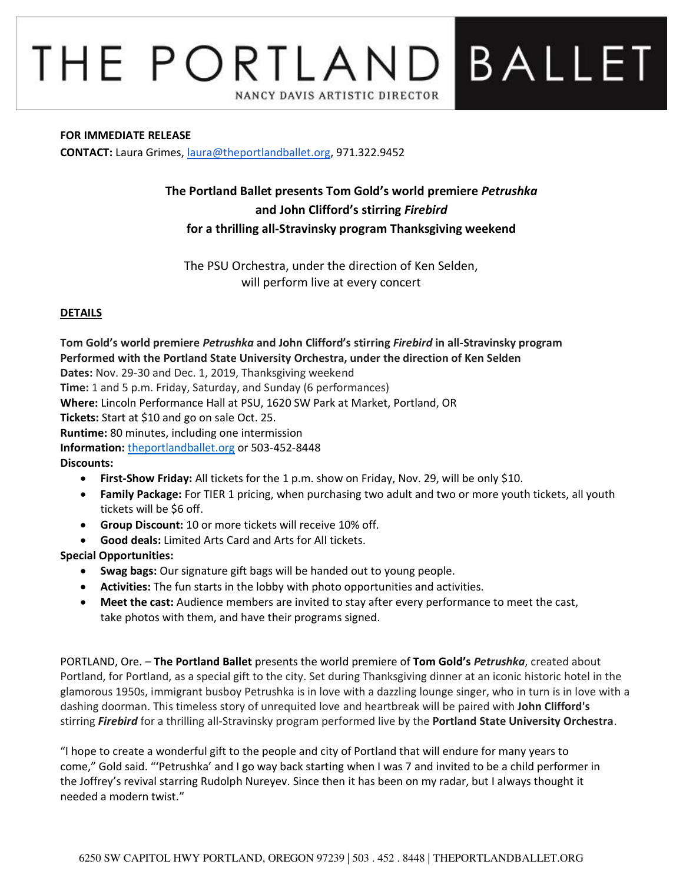# THE PORTLAND BALLET

NANCY DAVIS ARTISTIC DIRECTOR

**FOR IMMEDIATE RELEASE**
**CONTACT:** Laura Grimes, laura@theportlandballet.org, 971.322.9452

## The Portland Ballet presents Tom Gold's world premiere *Petrushka* and John Clifford's stirring *Firebird* for a thrilling all-Stravinsky program Thanksgiving weekend

The PSU Orchestra, under the direction of Ken Selden, will perform live at every concert

### DETAILS

**Tom Gold's world premiere *Petrushka* and John Clifford's stirring *Firebird* in all-Stravinsky program**
**Performed with the Portland State University Orchestra, under the direction of Ken Selden**
**Dates:** Nov. 29-30 and Dec. 1, 2019, Thanksgiving weekend
**Time:** 1 and 5 p.m. Friday, Saturday, and Sunday (6 performances)
**Where:** Lincoln Performance Hall at PSU, 1620 SW Park at Market, Portland, OR
**Tickets:** Start at $10 and go on sale Oct. 25.
**Runtime:** 80 minutes, including one intermission
**Information:** theportlandballet.org or 503-452-8448
**Discounts:**

- **First-Show Friday:** All tickets for the 1 p.m. show on Friday, Nov. 29, will be only $10.
- **Family Package:** For TIER 1 pricing, when purchasing two adult and two or more youth tickets, all youth tickets will be $6 off.
- **Group Discount:** 10 or more tickets will receive 10% off.
- **Good deals:** Limited Arts Card and Arts for All tickets.

**Special Opportunities:**

- **Swag bags:** Our signature gift bags will be handed out to young people.
- **Activities:** The fun starts in the lobby with photo opportunities and activities.
- **Meet the cast:** Audience members are invited to stay after every performance to meet the cast, take photos with them, and have their programs signed.

PORTLAND, Ore. – **The Portland Ballet** presents the world premiere of **Tom Gold's *Petrushka***, created about Portland, for Portland, as a special gift to the city. Set during Thanksgiving dinner at an iconic historic hotel in the glamorous 1950s, immigrant busboy Petrushka is in love with a dazzling lounge singer, who in turn is in love with a dashing doorman. This timeless story of unrequited love and heartbreak will be paired with **John Clifford's** stirring ***Firebird*** for a thrilling all-Stravinsky program performed live by the **Portland State University Orchestra**.

"I hope to create a wonderful gift to the people and city of Portland that will endure for many years to come," Gold said. "'Petrushka' and I go way back starting when I was 7 and invited to be a child performer in the Joffrey's revival starring Rudolph Nureyev. Since then it has been on my radar, but I always thought it needed a modern twist."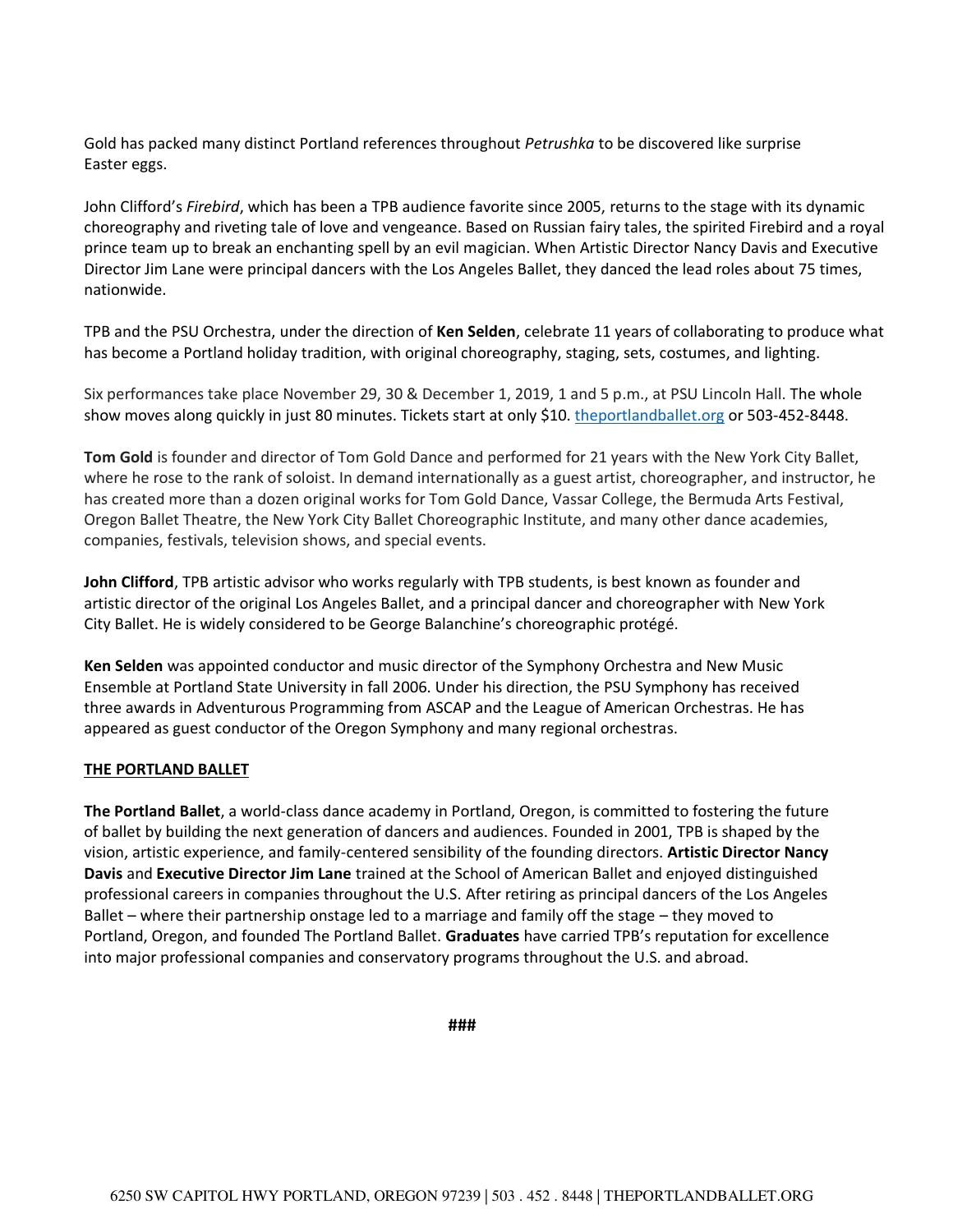Gold has packed many distinct Portland references throughout *Petrushka* to be discovered like surprise Easter eggs.

John Clifford's *Firebird*, which has been a TPB audience favorite since 2005, returns to the stage with its dynamic choreography and riveting tale of love and vengeance. Based on Russian fairy tales, the spirited Firebird and a royal prince team up to break an enchanting spell by an evil magician. When Artistic Director Nancy Davis and Executive Director Jim Lane were principal dancers with the Los Angeles Ballet, they danced the lead roles about 75 times, nationwide.

TPB and the PSU Orchestra, under the direction of **Ken Selden**, celebrate 11 years of collaborating to produce what has become a Portland holiday tradition, with original choreography, staging, sets, costumes, and lighting.

Six performances take place November 29, 30 & December 1, 2019, 1 and 5 p.m., at PSU Lincoln Hall. The whole show moves along quickly in just 80 minutes. Tickets start at only $10. [theportlandballet.org](theportlandballet.org) or 503-452-8448.

**Tom Gold** is founder and director of Tom Gold Dance and performed for 21 years with the New York City Ballet, where he rose to the rank of soloist. In demand internationally as a guest artist, choreographer, and instructor, he has created more than a dozen original works for Tom Gold Dance, Vassar College, the Bermuda Arts Festival, Oregon Ballet Theatre, the New York City Ballet Choreographic Institute, and many other dance academies, companies, festivals, television shows, and special events.

**John Clifford**, TPB artistic advisor who works regularly with TPB students, is best known as founder and artistic director of the original Los Angeles Ballet, and a principal dancer and choreographer with New York City Ballet. He is widely considered to be George Balanchine's choreographic protégé.

**Ken Selden** was appointed conductor and music director of the Symphony Orchestra and New Music Ensemble at Portland State University in fall 2006. Under his direction, the PSU Symphony has received three awards in Adventurous Programming from ASCAP and the League of American Orchestras. He has appeared as guest conductor of the Oregon Symphony and many regional orchestras.

**THE PORTLAND BALLET**

**The Portland Ballet**, a world-class dance academy in Portland, Oregon, is committed to fostering the future of ballet by building the next generation of dancers and audiences. Founded in 2001, TPB is shaped by the vision, artistic experience, and family-centered sensibility of the founding directors. **Artistic Director Nancy Davis** and **Executive Director Jim Lane** trained at the School of American Ballet and enjoyed distinguished professional careers in companies throughout the U.S. After retiring as principal dancers of the Los Angeles Ballet – where their partnership onstage led to a marriage and family off the stage – they moved to Portland, Oregon, and founded The Portland Ballet. **Graduates** have carried TPB's reputation for excellence into major professional companies and conservatory programs throughout the U.S. and abroad.

###